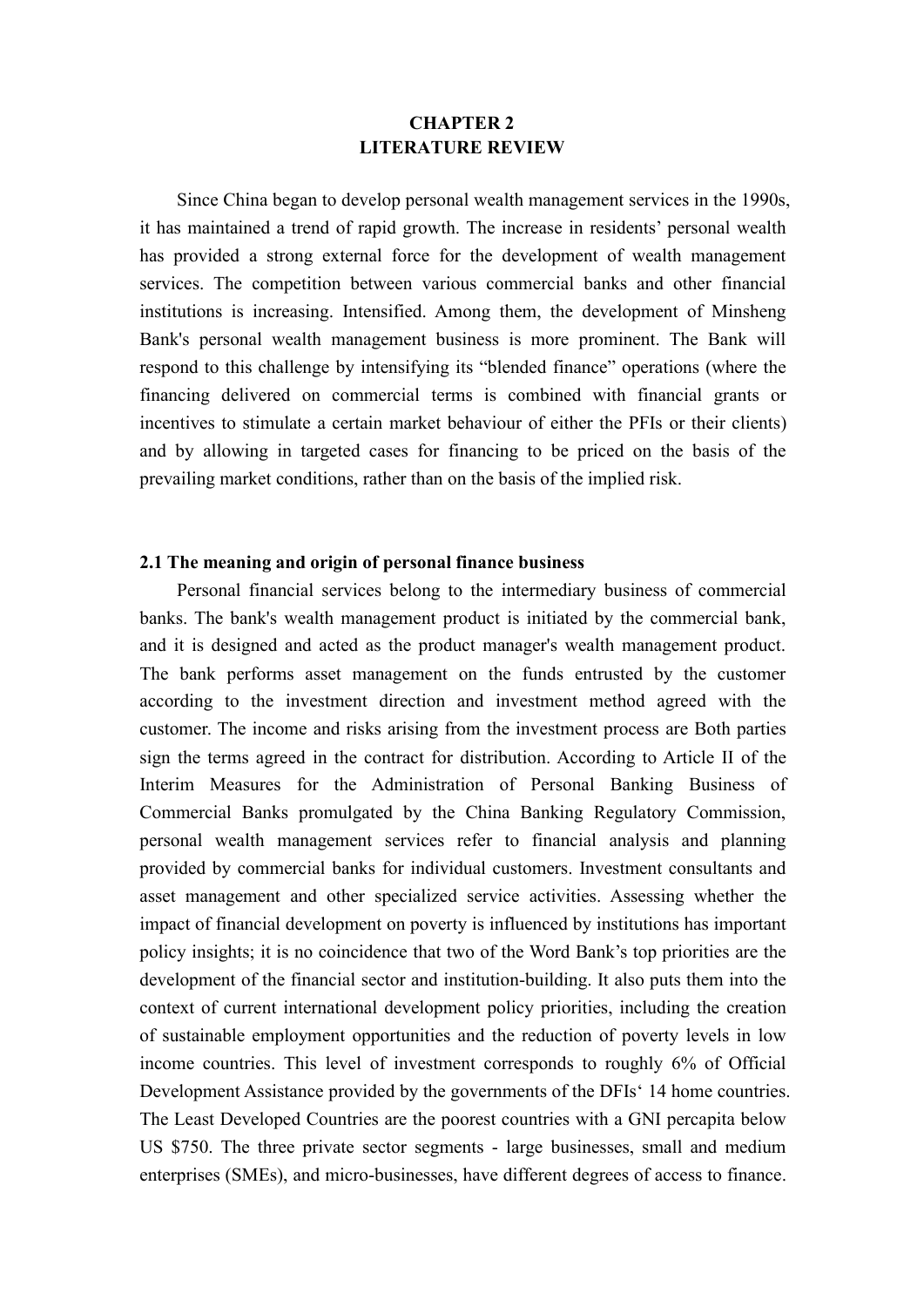# CHAPTER 2
# LITERATURE REVIEW

Since China began to develop personal wealth management services in the 1990s, it has maintained a trend of rapid growth. The increase in residents' personal wealth has provided a strong external force for the development of wealth management services. The competition between various commercial banks and other financial institutions is increasing. Intensified. Among them, the development of Minsheng Bank's personal wealth management business is more prominent. The Bank will respond to this challenge by intensifying its "blended finance" operations (where the financing delivered on commercial terms is combined with financial grants or incentives to stimulate a certain market behaviour of either the PFIs or their clients) and by allowing in targeted cases for financing to be priced on the basis of the prevailing market conditions, rather than on the basis of the implied risk.

## 2.1 The meaning and origin of personal finance business

Personal financial services belong to the intermediary business of commercial banks. The bank's wealth management product is initiated by the commercial bank, and it is designed and acted as the product manager's wealth management product. The bank performs asset management on the funds entrusted by the customer according to the investment direction and investment method agreed with the customer. The income and risks arising from the investment process are Both parties sign the terms agreed in the contract for distribution. According to Article II of the Interim Measures for the Administration of Personal Banking Business of Commercial Banks promulgated by the China Banking Regulatory Commission, personal wealth management services refer to financial analysis and planning provided by commercial banks for individual customers. Investment consultants and asset management and other specialized service activities. Assessing whether the impact of financial development on poverty is influenced by institutions has important policy insights; it is no coincidence that two of the Word Bank's top priorities are the development of the financial sector and institution-building. It also puts them into the context of current international development policy priorities, including the creation of sustainable employment opportunities and the reduction of poverty levels in low income countries. This level of investment corresponds to roughly 6% of Official Development Assistance provided by the governments of the DFIs' 14 home countries. The Least Developed Countries are the poorest countries with a GNI percapita below US $750. The three private sector segments - large businesses, small and medium enterprises (SMEs), and micro-businesses, have different degrees of access to finance.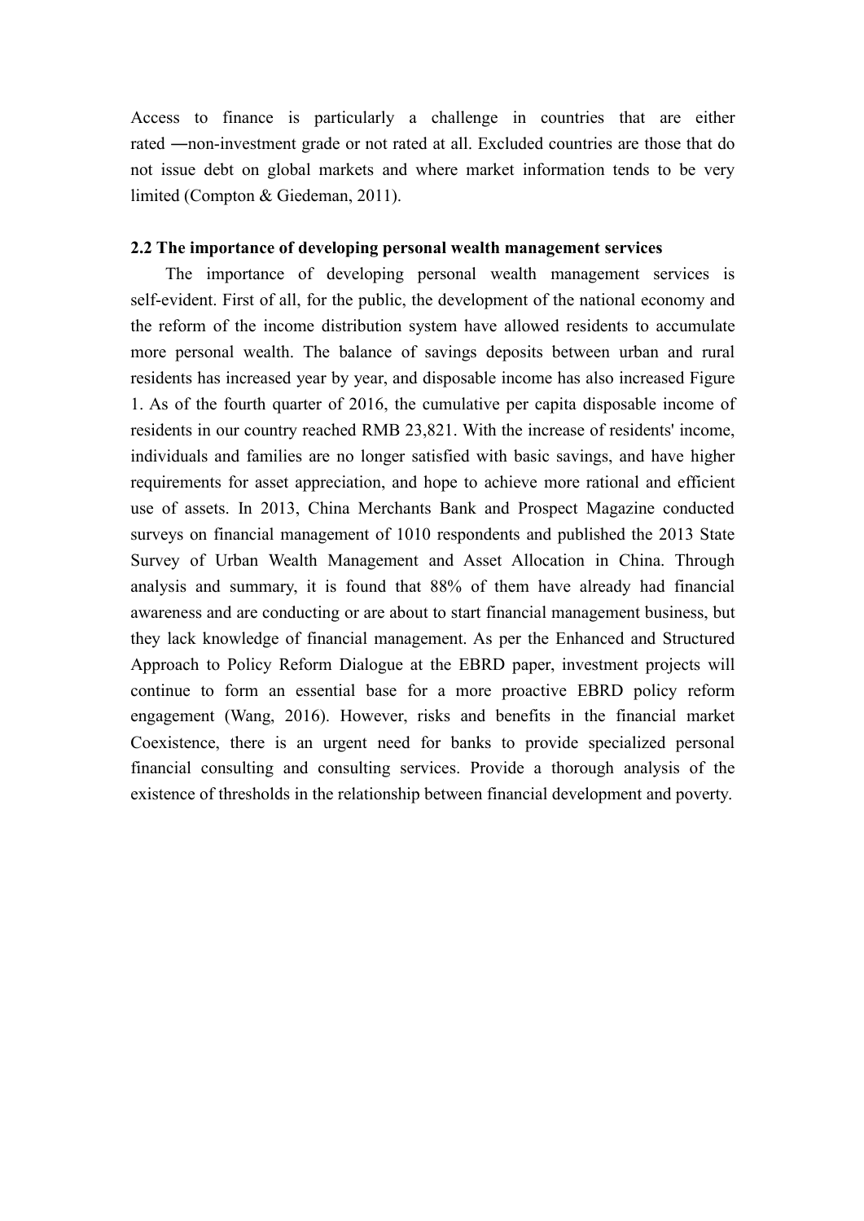Access to finance is particularly a challenge in countries that are either rated ―non-investment grade or not rated at all. Excluded countries are those that do not issue debt on global markets and where market information tends to be very limited (Compton & Giedeman, 2011).

## 2.2 The importance of developing personal wealth management services

The importance of developing personal wealth management services is self-evident. First of all, for the public, the development of the national economy and the reform of the income distribution system have allowed residents to accumulate more personal wealth. The balance of savings deposits between urban and rural residents has increased year by year, and disposable income has also increased Figure 1. As of the fourth quarter of 2016, the cumulative per capita disposable income of residents in our country reached RMB 23,821. With the increase of residents' income, individuals and families are no longer satisfied with basic savings, and have higher requirements for asset appreciation, and hope to achieve more rational and efficient use of assets. In 2013, China Merchants Bank and Prospect Magazine conducted surveys on financial management of 1010 respondents and published the 2013 State Survey of Urban Wealth Management and Asset Allocation in China. Through analysis and summary, it is found that 88% of them have already had financial awareness and are conducting or are about to start financial management business, but they lack knowledge of financial management. As per the Enhanced and Structured Approach to Policy Reform Dialogue at the EBRD paper, investment projects will continue to form an essential base for a more proactive EBRD policy reform engagement (Wang, 2016). However, risks and benefits in the financial market Coexistence, there is an urgent need for banks to provide specialized personal financial consulting and consulting services. Provide a thorough analysis of the existence of thresholds in the relationship between financial development and poverty.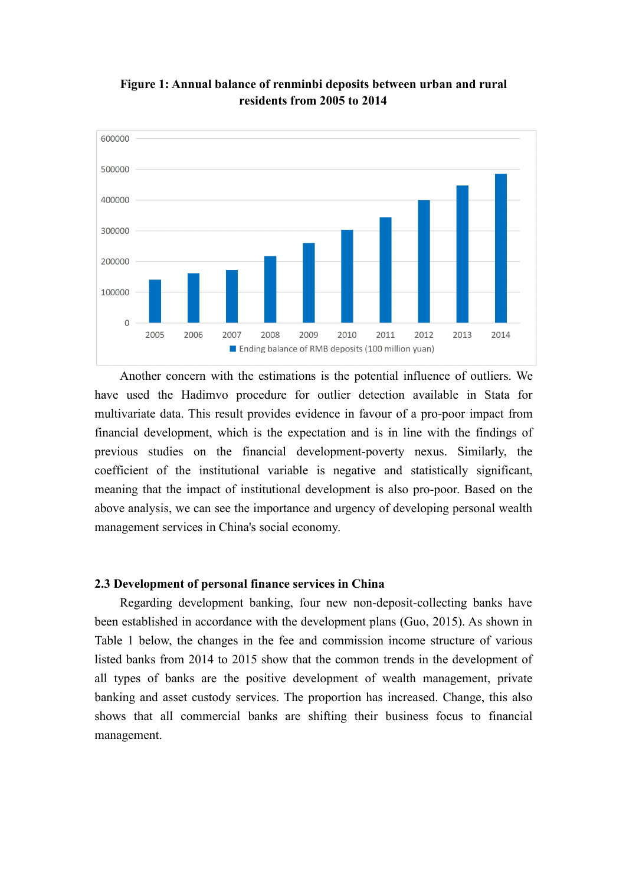**Figure 1: Annual balance of renminbi deposits between urban and rural residents from 2005 to 2014**

Another concern with the estimations is the potential influence of outliers. We have used the Hadimvo procedure for outlier detection available in Stata for multivariate data. This result provides evidence in favour of a pro-poor impact from financial development, which is the expectation and is in line with the findings of previous studies on the financial development-poverty nexus. Similarly, the coefficient of the institutional variable is negative and statistically significant, meaning that the impact of institutional development is also pro-poor. Based on the above analysis, we can see the importance and urgency of developing personal wealth management services in China's social economy.

### 2.3 Development of personal finance services in China

Regarding development banking, four new non-deposit-collecting banks have been established in accordance with the development plans (Guo, 2015). As shown in Table 1 below, the changes in the fee and commission income structure of various listed banks from 2014 to 2015 show that the common trends in the development of all types of banks are the positive development of wealth management, private banking and asset custody services. The proportion has increased. Change, this also shows that all commercial banks are shifting their business focus to financial management.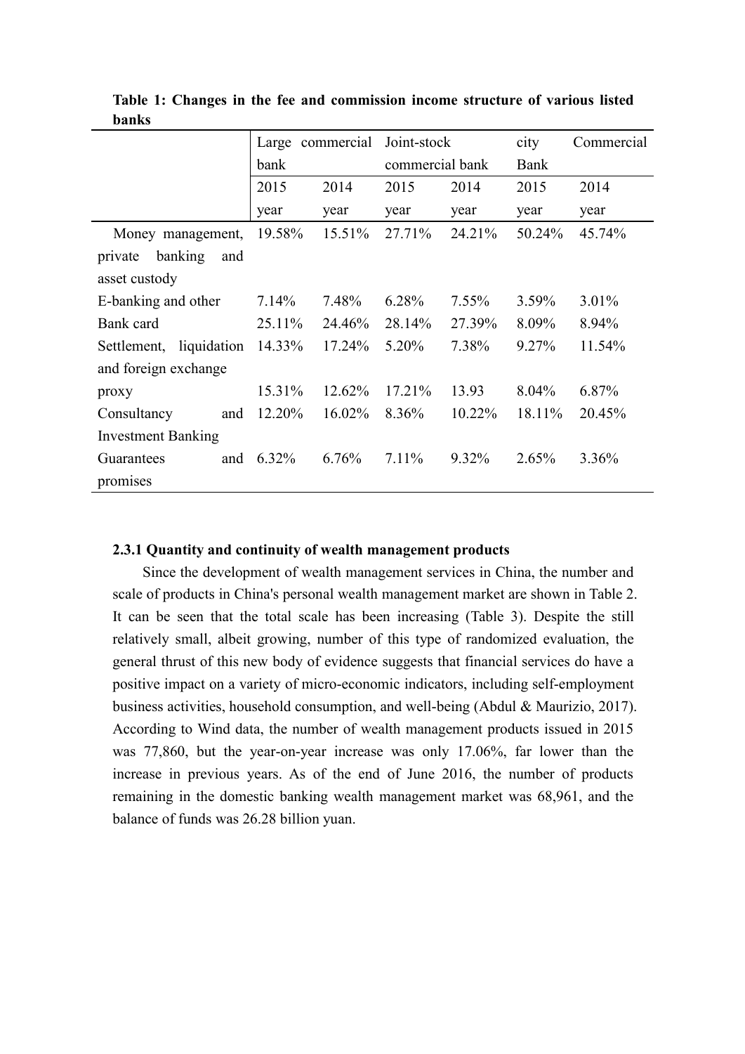**Table 1: Changes in the fee and commission income structure of various listed banks**

| | Large commercial bank | | Joint-stock commercial bank | | city Bank | Commercial |
|---|---|---|---|---|---|---|
| | 2015 year | 2014 year | 2015 year | 2014 year | 2015 year | 2014 year |
| Money management, private banking and asset custody | 19.58% | 15.51% | 27.71% | 24.21% | 50.24% | 45.74% |
| E-banking and other | 7.14% | 7.48% | 6.28% | 7.55% | 3.59% | 3.01% |
| Bank card | 25.11% | 24.46% | 28.14% | 27.39% | 8.09% | 8.94% |
| Settlement, liquidation and foreign exchange | 14.33% | 17.24% | 5.20% | 7.38% | 9.27% | 11.54% |
| proxy | 15.31% | 12.62% | 17.21% | 13.93 | 8.04% | 6.87% |
| Consultancy and Investment Banking | 12.20% | 16.02% | 8.36% | 10.22% | 18.11% | 20.45% |
| Guarantees and promises | 6.32% | 6.76% | 7.11% | 9.32% | 2.65% | 3.36% |

#### 2.3.1 Quantity and continuity of wealth management products

Since the development of wealth management services in China, the number and scale of products in China's personal wealth management market are shown in Table 2. It can be seen that the total scale has been increasing (Table 3). Despite the still relatively small, albeit growing, number of this type of randomized evaluation, the general thrust of this new body of evidence suggests that financial services do have a positive impact on a variety of micro-economic indicators, including self-employment business activities, household consumption, and well-being (Abdul & Maurizio, 2017). According to Wind data, the number of wealth management products issued in 2015 was 77,860, but the year-on-year increase was only 17.06%, far lower than the increase in previous years. As of the end of June 2016, the number of products remaining in the domestic banking wealth management market was 68,961, and the balance of funds was 26.28 billion yuan.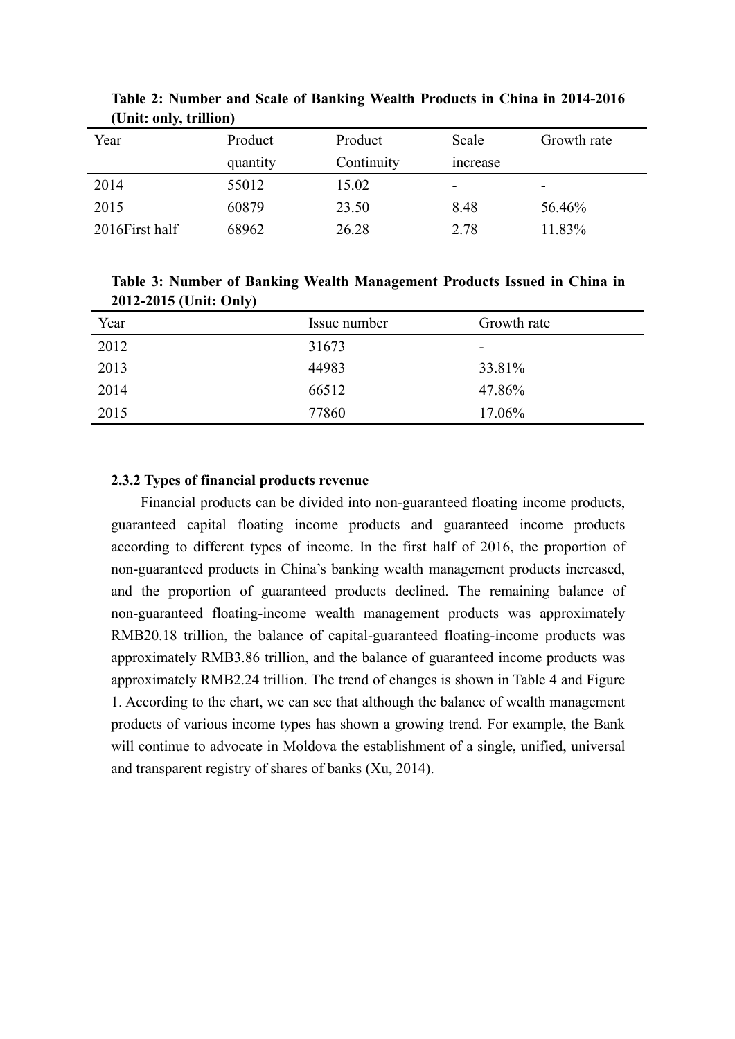**Table 2: Number and Scale of Banking Wealth Products in China in 2014-2016 (Unit: only, trillion)**

| Year | Product quantity | Product Continuity | Scale increase | Growth rate |
|---|---|---|---|---|
| 2014 | 55012 | 15.02 | - | - |
| 2015 | 60879 | 23.50 | 8.48 | 56.46% |
| 2016First half | 68962 | 26.28 | 2.78 | 11.83% |

**Table 3: Number of Banking Wealth Management Products Issued in China in 2012-2015 (Unit: Only)**

| Year | Issue number | Growth rate |
|---|---|---|
| 2012 | 31673 | - |
| 2013 | 44983 | 33.81% |
| 2014 | 66512 | 47.86% |
| 2015 | 77860 | 17.06% |

### 2.3.2 Types of financial products revenue

Financial products can be divided into non-guaranteed floating income products, guaranteed capital floating income products and guaranteed income products according to different types of income. In the first half of 2016, the proportion of non-guaranteed products in China's banking wealth management products increased, and the proportion of guaranteed products declined. The remaining balance of non-guaranteed floating-income wealth management products was approximately RMB20.18 trillion, the balance of capital-guaranteed floating-income products was approximately RMB3.86 trillion, and the balance of guaranteed income products was approximately RMB2.24 trillion. The trend of changes is shown in Table 4 and Figure 1. According to the chart, we can see that although the balance of wealth management products of various income types has shown a growing trend. For example, the Bank will continue to advocate in Moldova the establishment of a single, unified, universal and transparent registry of shares of banks (Xu, 2014).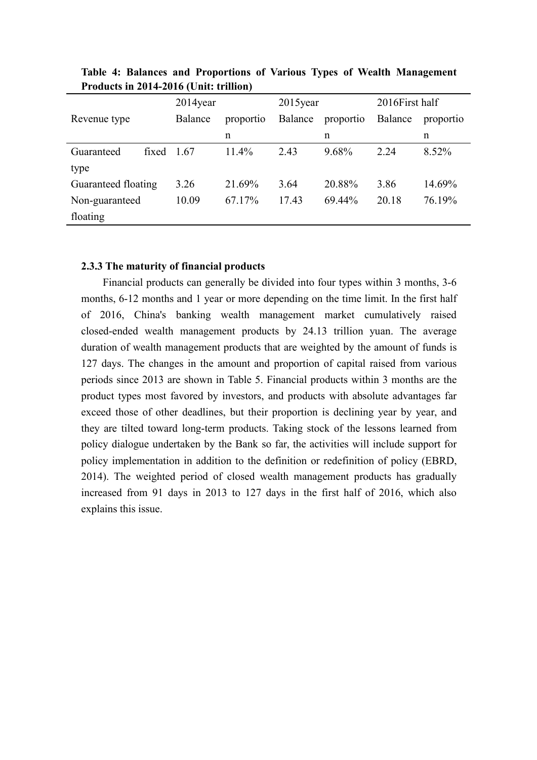**Table 4: Balances and Proportions of Various Types of Wealth Management Products in 2014-2016 (Unit: trillion)**

| Revenue type | 2014year | | 2015year | | 2016First half | |
|---|---|---|---|---|---|---|
| | Balance | proportion | Balance | proportion | Balance | proportion |
| Guaranteed fixed type | 1.67 | 11.4% | 2.43 | 9.68% | 2.24 | 8.52% |
| Guaranteed floating | 3.26 | 21.69% | 3.64 | 20.88% | 3.86 | 14.69% |
| Non-guaranteed floating | 10.09 | 67.17% | 17.43 | 69.44% | 20.18 | 76.19% |

### 2.3.3 The maturity of financial products

Financial products can generally be divided into four types within 3 months, 3-6 months, 6-12 months and 1 year or more depending on the time limit. In the first half of 2016, China's banking wealth management market cumulatively raised closed-ended wealth management products by 24.13 trillion yuan. The average duration of wealth management products that are weighted by the amount of funds is 127 days. The changes in the amount and proportion of capital raised from various periods since 2013 are shown in Table 5. Financial products within 3 months are the product types most favored by investors, and products with absolute advantages far exceed those of other deadlines, but their proportion is declining year by year, and they are tilted toward long-term products. Taking stock of the lessons learned from policy dialogue undertaken by the Bank so far, the activities will include support for policy implementation in addition to the definition or redefinition of policy (EBRD, 2014). The weighted period of closed wealth management products has gradually increased from 91 days in 2013 to 127 days in the first half of 2016, which also explains this issue.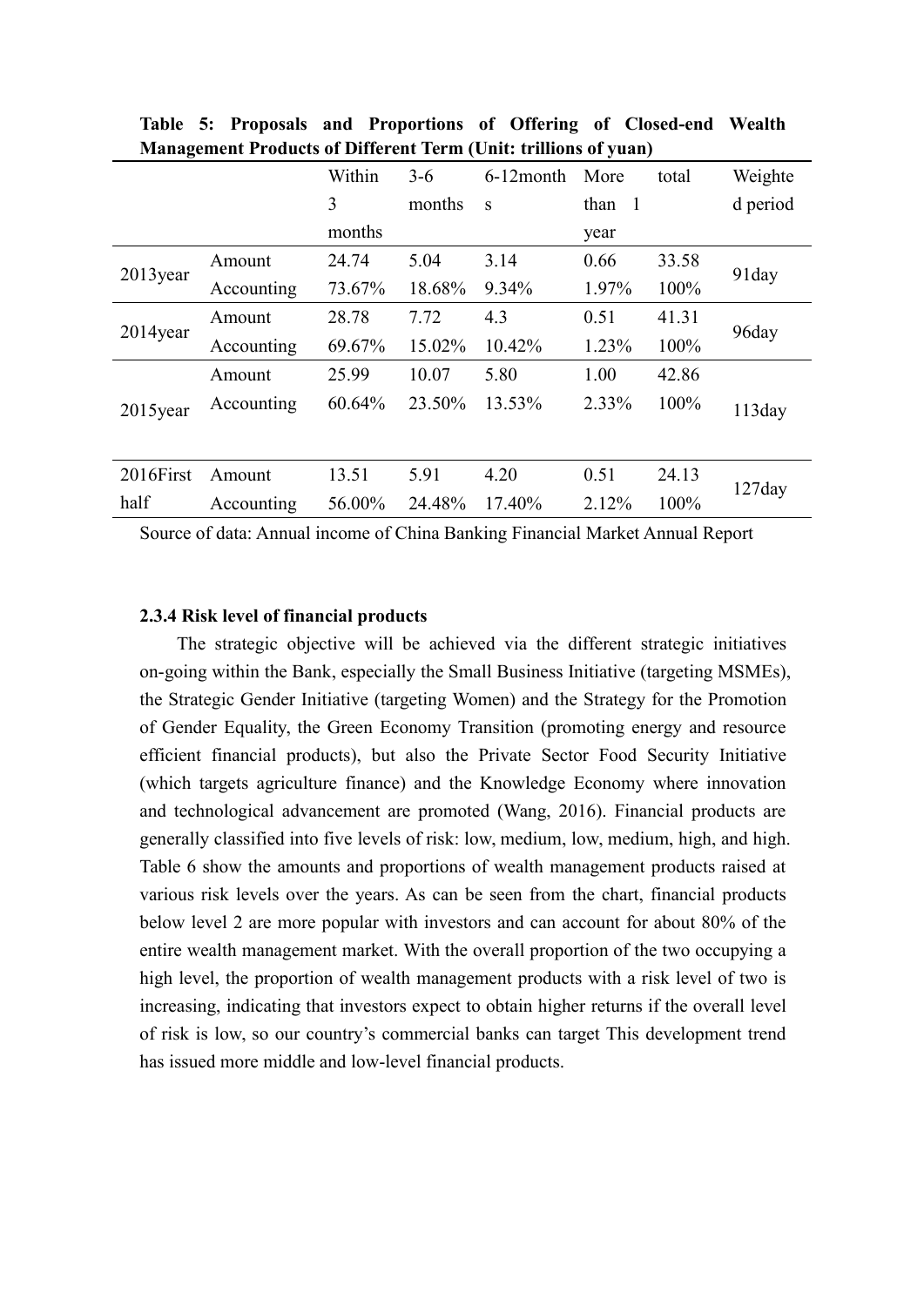**Table 5: Proposals and Proportions of Offering of Closed-end Wealth Management Products of Different Term (Unit: trillions of yuan)**

| | | Within 3 months | 3-6 months | 6-12months | More than 1 year | total | Weighted period |
|---|---|---|---|---|---|---|---|
| 2013year | Amount | 24.74 | 5.04 | 3.14 | 0.66 | 33.58 | 91day |
| | Accounting | 73.67% | 18.68% | 9.34% | 1.97% | 100% | |
| 2014year | Amount | 28.78 | 7.72 | 4.3 | 0.51 | 41.31 | 96day |
| | Accounting | 69.67% | 15.02% | 10.42% | 1.23% | 100% | |
| 2015year | Amount | 25.99 | 10.07 | 5.80 | 1.00 | 42.86 | 113day |
| | Accounting | 60.64% | 23.50% | 13.53% | 2.33% | 100% | |
| 2016First half | Amount | 13.51 | 5.91 | 4.20 | 0.51 | 24.13 | 127day |
| | Accounting | 56.00% | 24.48% | 17.40% | 2.12% | 100% | |

Source of data: Annual income of China Banking Financial Market Annual Report

**2.3.4 Risk level of financial products**

The strategic objective will be achieved via the different strategic initiatives on-going within the Bank, especially the Small Business Initiative (targeting MSMEs), the Strategic Gender Initiative (targeting Women) and the Strategy for the Promotion of Gender Equality, the Green Economy Transition (promoting energy and resource efficient financial products), but also the Private Sector Food Security Initiative (which targets agriculture finance) and the Knowledge Economy where innovation and technological advancement are promoted (Wang, 2016). Financial products are generally classified into five levels of risk: low, medium, low, medium, high, and high. Table 6 show the amounts and proportions of wealth management products raised at various risk levels over the years. As can be seen from the chart, financial products below level 2 are more popular with investors and can account for about 80% of the entire wealth management market. With the overall proportion of the two occupying a high level, the proportion of wealth management products with a risk level of two is increasing, indicating that investors expect to obtain higher returns if the overall level of risk is low, so our country's commercial banks can target This development trend has issued more middle and low-level financial products.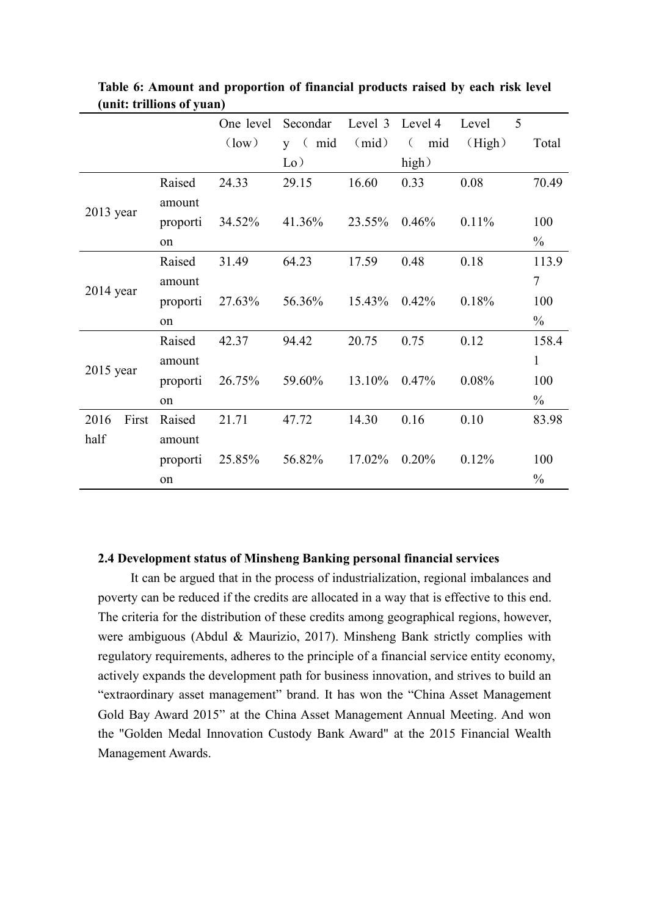**Table 6: Amount and proportion of financial products raised by each risk level (unit: trillions of yuan)**

| | | One level（low） | Secondary（mid Lo） | Level 3（mid） | Level 4（mid high） | Level 5（High） | Total |
|---|---|---|---|---|---|---|---|
| 2013 year | Raised amount | 24.33 | 29.15 | 16.60 | 0.33 | 0.08 | 70.49 |
| | proportion | 34.52% | 41.36% | 23.55% | 0.46% | 0.11% | 100% |
| 2014 year | Raised amount | 31.49 | 64.23 | 17.59 | 0.48 | 0.18 | 113.97 |
| | proportion | 27.63% | 56.36% | 15.43% | 0.42% | 0.18% | 100% |
| 2015 year | Raised amount | 42.37 | 94.42 | 20.75 | 0.75 | 0.12 | 158.41 |
| | proportion | 26.75% | 59.60% | 13.10% | 0.47% | 0.08% | 100% |
| 2016 First half | Raised amount | 21.71 | 47.72 | 14.30 | 0.16 | 0.10 | 83.98 |
| | proportion | 25.85% | 56.82% | 17.02% | 0.20% | 0.12% | 100% |

### 2.4 Development status of Minsheng Banking personal financial services

It can be argued that in the process of industrialization, regional imbalances and poverty can be reduced if the credits are allocated in a way that is effective to this end. The criteria for the distribution of these credits among geographical regions, however, were ambiguous (Abdul & Maurizio, 2017). Minsheng Bank strictly complies with regulatory requirements, adheres to the principle of a financial service entity economy, actively expands the development path for business innovation, and strives to build an "extraordinary asset management" brand. It has won the "China Asset Management Gold Bay Award 2015" at the China Asset Management Annual Meeting. And won the "Golden Medal Innovation Custody Bank Award" at the 2015 Financial Wealth Management Awards.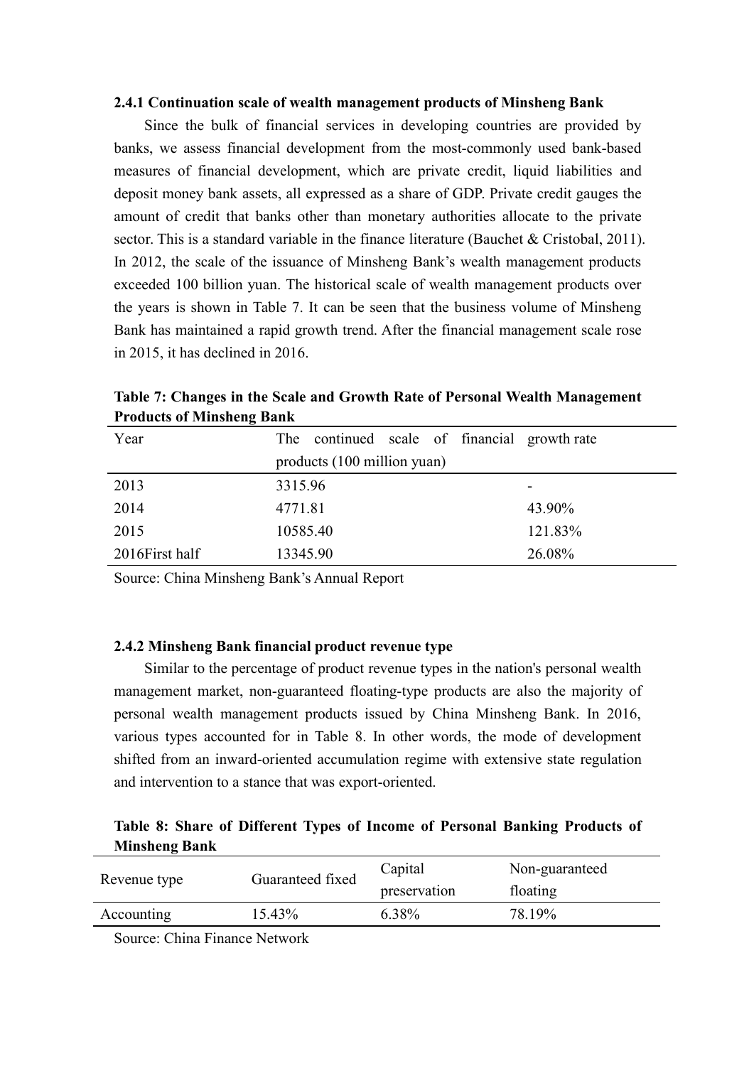### 2.4.1 Continuation scale of wealth management products of Minsheng Bank

Since the bulk of financial services in developing countries are provided by banks, we assess financial development from the most-commonly used bank-based measures of financial development, which are private credit, liquid liabilities and deposit money bank assets, all expressed as a share of GDP. Private credit gauges the amount of credit that banks other than monetary authorities allocate to the private sector. This is a standard variable in the finance literature (Bauchet & Cristobal, 2011). In 2012, the scale of the issuance of Minsheng Bank's wealth management products exceeded 100 billion yuan. The historical scale of wealth management products over the years is shown in Table 7. It can be seen that the business volume of Minsheng Bank has maintained a rapid growth trend. After the financial management scale rose in 2015, it has declined in 2016.

**Table 7: Changes in the Scale and Growth Rate of Personal Wealth Management Products of Minsheng Bank**

| Year | The continued scale of financial products (100 million yuan) | growth rate |
|---|---|---|
| 2013 | 3315.96 | - |
| 2014 | 4771.81 | 43.90% |
| 2015 | 10585.40 | 121.83% |
| 2016First half | 13345.90 | 26.08% |

Source: China Minsheng Bank's Annual Report

### 2.4.2 Minsheng Bank financial product revenue type

Similar to the percentage of product revenue types in the nation's personal wealth management market, non-guaranteed floating-type products are also the majority of personal wealth management products issued by China Minsheng Bank. In 2016, various types accounted for in Table 8. In other words, the mode of development shifted from an inward-oriented accumulation regime with extensive state regulation and intervention to a stance that was export-oriented.

**Table 8: Share of Different Types of Income of Personal Banking Products of Minsheng Bank**

| Revenue type | Guaranteed fixed | Capital preservation | Non-guaranteed floating |
|---|---|---|---|
| Accounting | 15.43% | 6.38% | 78.19% |

Source: China Finance Network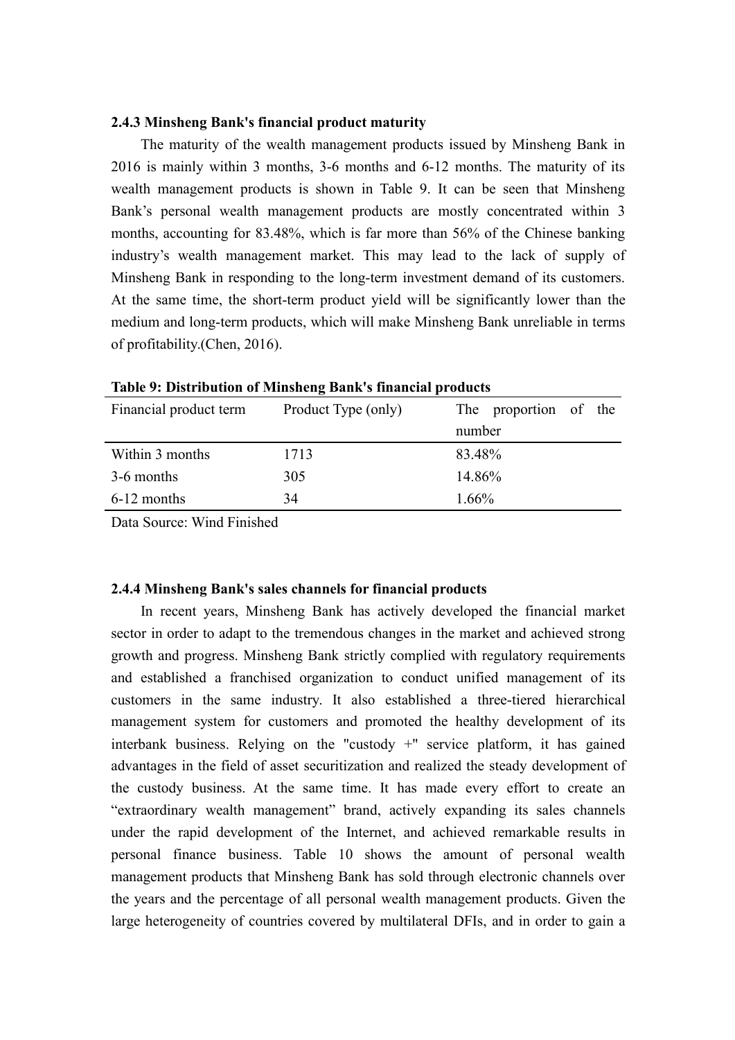### 2.4.3 Minsheng Bank's financial product maturity

The maturity of the wealth management products issued by Minsheng Bank in 2016 is mainly within 3 months, 3-6 months and 6-12 months. The maturity of its wealth management products is shown in Table 9. It can be seen that Minsheng Bank's personal wealth management products are mostly concentrated within 3 months, accounting for 83.48%, which is far more than 56% of the Chinese banking industry's wealth management market. This may lead to the lack of supply of Minsheng Bank in responding to the long-term investment demand of its customers. At the same time, the short-term product yield will be significantly lower than the medium and long-term products, which will make Minsheng Bank unreliable in terms of profitability.(Chen, 2016).

**Table 9: Distribution of Minsheng Bank's financial products**

| Financial product term | Product Type (only) | The proportion of the number |
|---|---|---|
| Within 3 months | 1713 | 83.48% |
| 3-6 months | 305 | 14.86% |
| 6-12 months | 34 | 1.66% |

Data Source: Wind Finished

### 2.4.4 Minsheng Bank's sales channels for financial products

In recent years, Minsheng Bank has actively developed the financial market sector in order to adapt to the tremendous changes in the market and achieved strong growth and progress. Minsheng Bank strictly complied with regulatory requirements and established a franchised organization to conduct unified management of its customers in the same industry. It also established a three-tiered hierarchical management system for customers and promoted the healthy development of its interbank business. Relying on the "custody +" service platform, it has gained advantages in the field of asset securitization and realized the steady development of the custody business. At the same time. It has made every effort to create an "extraordinary wealth management" brand, actively expanding its sales channels under the rapid development of the Internet, and achieved remarkable results in personal finance business. Table 10 shows the amount of personal wealth management products that Minsheng Bank has sold through electronic channels over the years and the percentage of all personal wealth management products. Given the large heterogeneity of countries covered by multilateral DFIs, and in order to gain a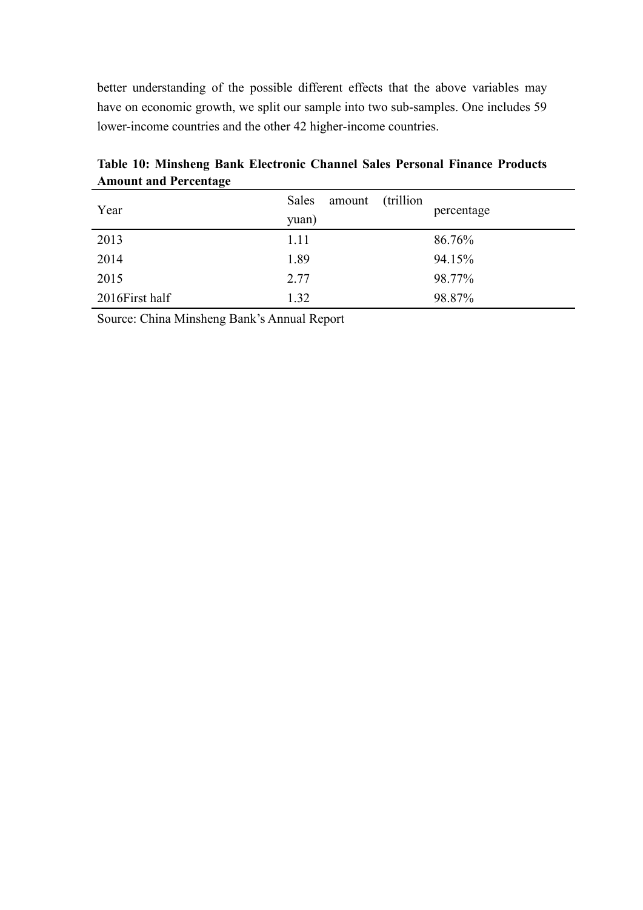better understanding of the possible different effects that the above variables may have on economic growth, we split our sample into two sub-samples. One includes 59 lower-income countries and the other 42 higher-income countries.

**Table 10: Minsheng Bank Electronic Channel Sales Personal Finance Products Amount and Percentage**

| Year | Sales amount (trillion yuan) | percentage |
|---|---|---|
| 2013 | 1.11 | 86.76% |
| 2014 | 1.89 | 94.15% |
| 2015 | 2.77 | 98.77% |
| 2016First half | 1.32 | 98.87% |

Source: China Minsheng Bank's Annual Report